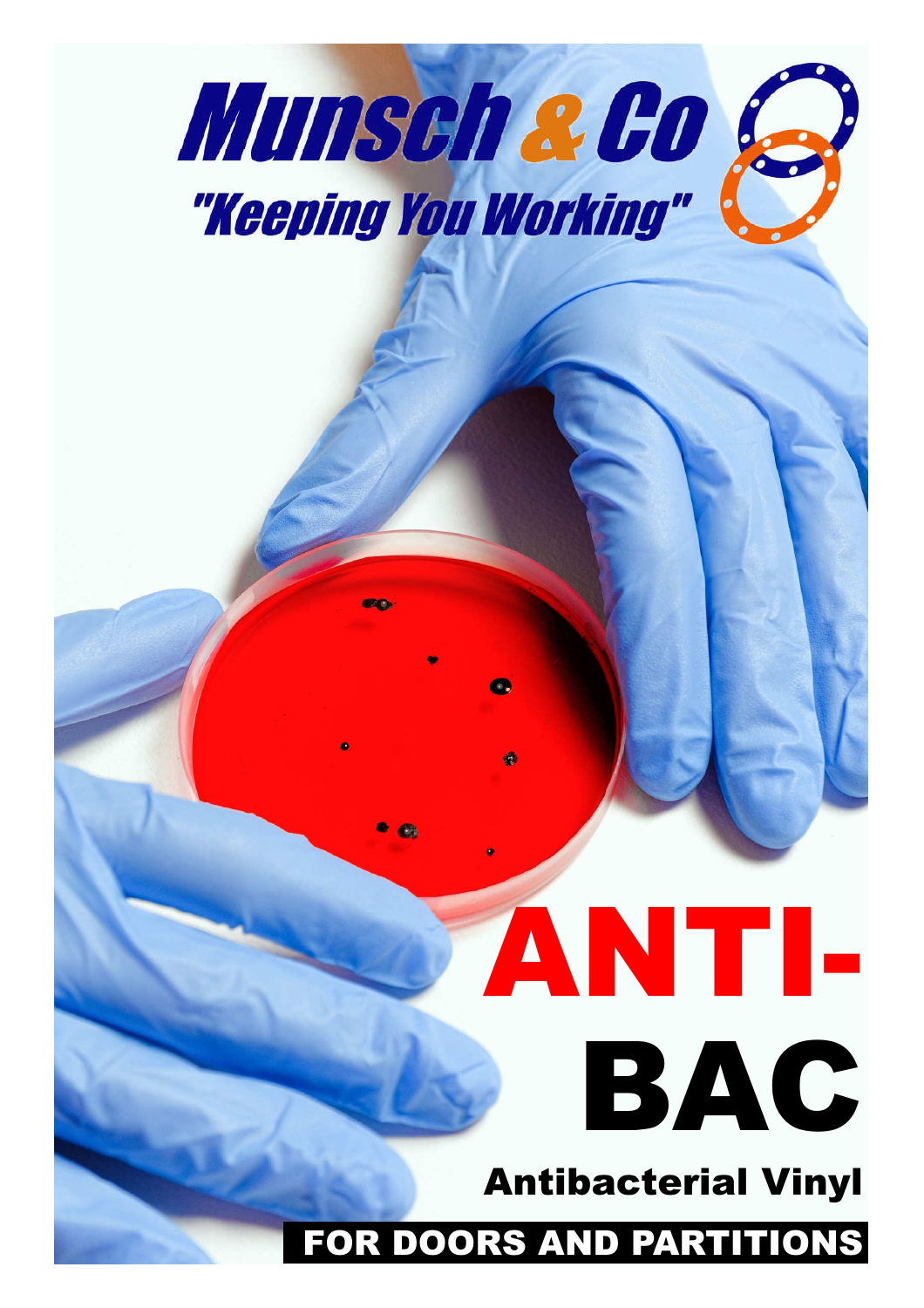# Munsch & Co

"Keeping You Working"

# ANTI-BAC

## Antibacterial Vinyl

**FOR DOORS AND PARTITIONS**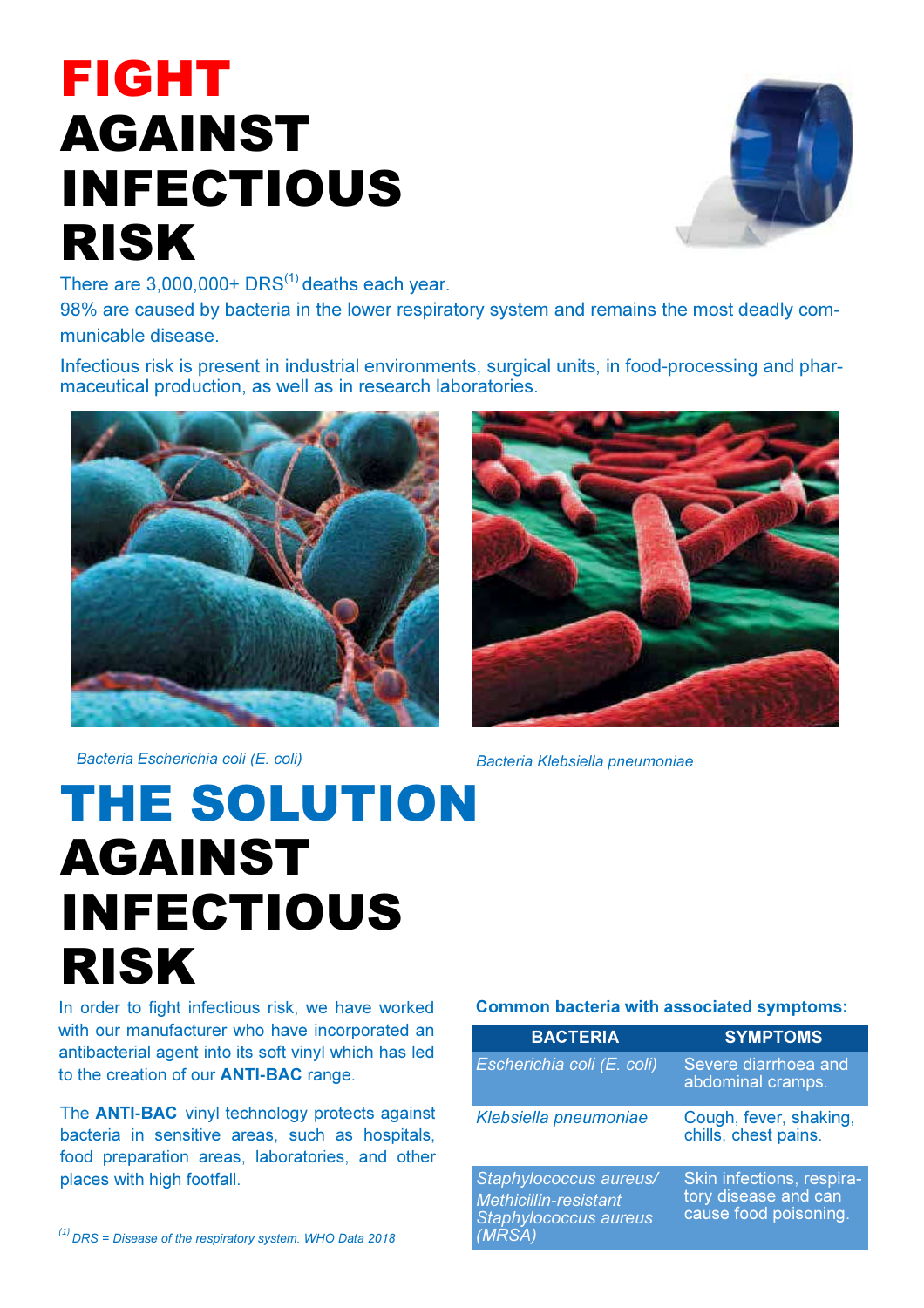# FIGHT AGAINST INFECTIOUS RISK

There are 3,000,000+ DRS[1] deaths each year.

98% are caused by bacteria in the lower respiratory system and remains the most deadly communicable disease.

Infectious risk is present in industrial environments, surgical units, in food-processing and pharmaceutical production, as well as in research laboratories.

*Bacteria Escherichia coli (E. coli)*

*Bacteria Klebsiella pneumoniae*

# THE SOLUTION AGAINST INFECTIOUS RISK

In order to fight infectious risk, we have worked with our manufacturer who have incorporated an antibacterial agent into its soft vinyl which has led to the creation of our **ANTI-BAC** range.

The **ANTI-BAC** vinyl technology protects against bacteria in sensitive areas, such as hospitals, food preparation areas, laboratories, and other places with high footfall.

**Common bacteria with associated symptoms:**

| BACTERIA | SYMPTOMS |
|---|---|
| *Escherichia coli (E. coli)* | Severe diarrhoea and abdominal cramps. |
| *Klebsiella pneumoniae* | Cough, fever, shaking, chills, chest pains. |
| *Staphylococcus aureus/ Methicillin-resistant Staphylococcus aureus (MRSA)* | Skin infections, respiratory disease and can cause food poisoning. |

*[1] DRS = Disease of the respiratory system. WHO Data 2018*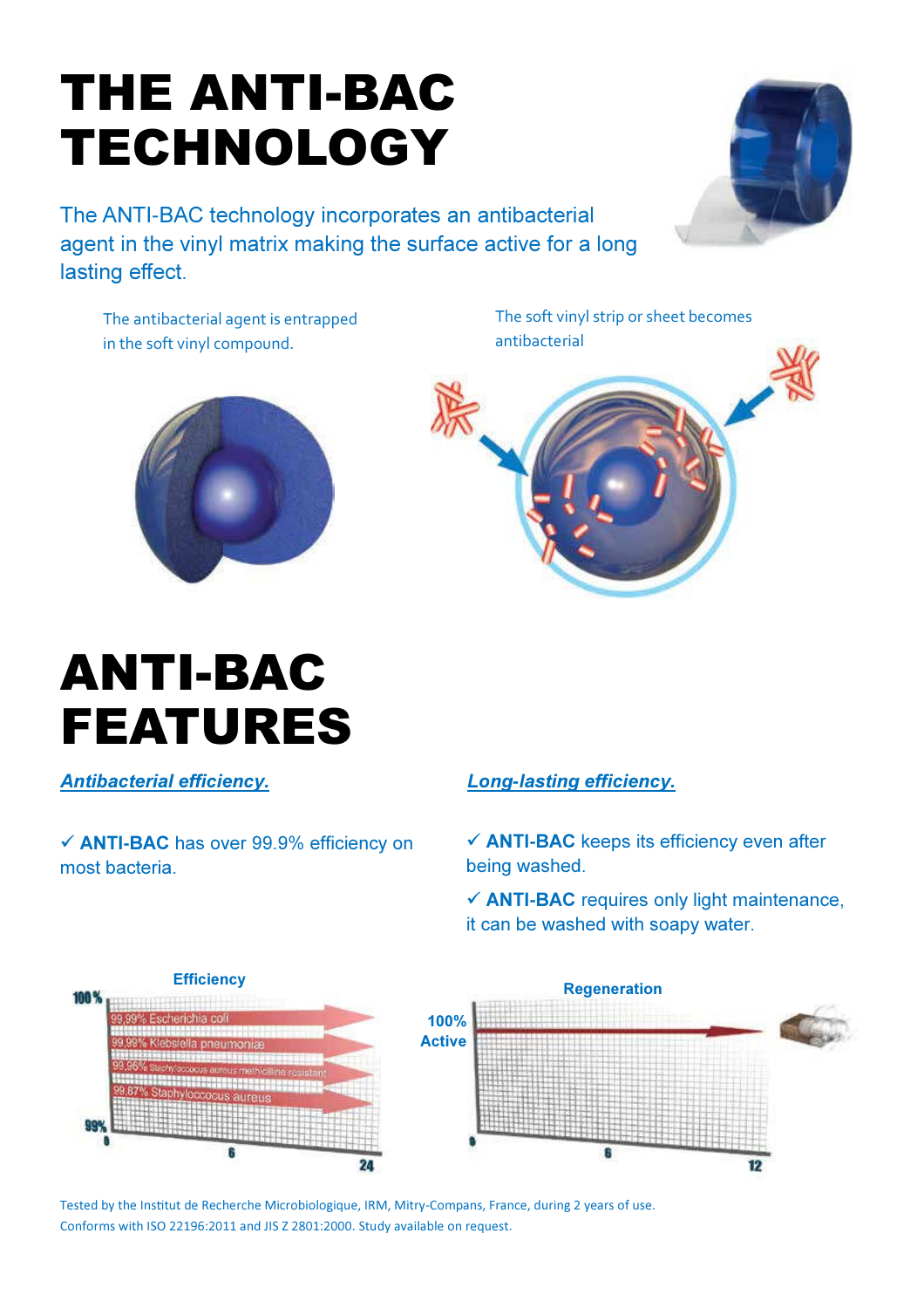# THE ANTI-BAC TECHNOLOGY

The ANTI-BAC technology incorporates an antibacterial agent in the vinyl matrix making the surface active for a long lasting effect.

The antibacterial agent is entrapped in the soft vinyl compound.

The soft vinyl strip or sheet becomes antibacterial

# ANTI-BAC FEATURES

***Antibacterial efficiency.***

✓ **ANTI-BAC** has over 99.9% efficiency on most bacteria.

***Long-lasting efficiency.***

✓ **ANTI-BAC** keeps its efficiency even after being washed.

✓ **ANTI-BAC** requires only light maintenance, it can be washed with soapy water.

**Efficiency**

100 %

99,99% Escherichia coli

99,99% Klebsiella pneumoniæ

99,96% Staphylococcus aureus methicilline résistant

99,87% Staphyloccocus aureus

99%

0 6 24

**Regeneration**

100% Active

0 6 12

Tested by the Institut de Recherche Microbiologique, IRM, Mitry-Compans, France, during 2 years of use.
Conforms with ISO 22196:2011 and JIS Z 2801:2000. Study available on request.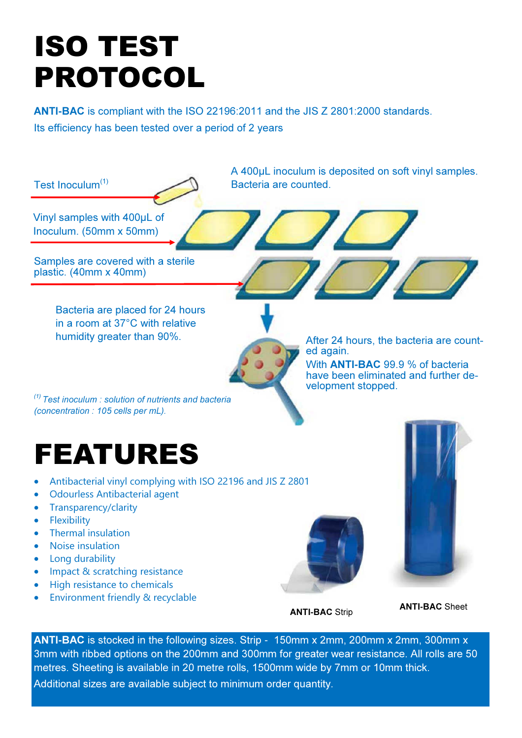# ISO TEST PROTOCOL

**ANTI-BAC** is compliant with the ISO 22196:2011 and the JIS Z 2801:2000 standards.
Its efficiency has been tested over a period of 2 years

Test Inoculum[1]

A 400µL inoculum is deposited on soft vinyl samples. Bacteria are counted.

Vinyl samples with 400µL of Inoculum. (50mm x 50mm)

Samples are covered with a sterile plastic. (40mm x 40mm)

Bacteria are placed for 24 hours in a room at 37°C with relative humidity greater than 90%.

After 24 hours, the bacteria are counted again.
With **ANTI-BAC** 99.9 % of bacteria have been eliminated and further development stopped.

*[1] Test inoculum : solution of nutrients and bacteria (concentration : 105 cells per mL).*

# FEATURES

- Antibacterial vinyl complying with ISO 22196 and JIS Z 2801
- Odourless Antibacterial agent
- Transparency/clarity
- Flexibility
- Thermal insulation
- Noise insulation
- Long durability
- Impact & scratching resistance
- High resistance to chemicals
- Environment friendly & recyclable

**ANTI-BAC** Strip

**ANTI-BAC** Sheet

**ANTI-BAC** is stocked in the following sizes. Strip - 150mm x 2mm, 200mm x 2mm, 300mm x 3mm with ribbed options on the 200mm and 300mm for greater wear resistance. All rolls are 50 metres. Sheeting is available in 20 metre rolls, 1500mm wide by 7mm or 10mm thick.
Additional sizes are available subject to minimum order quantity.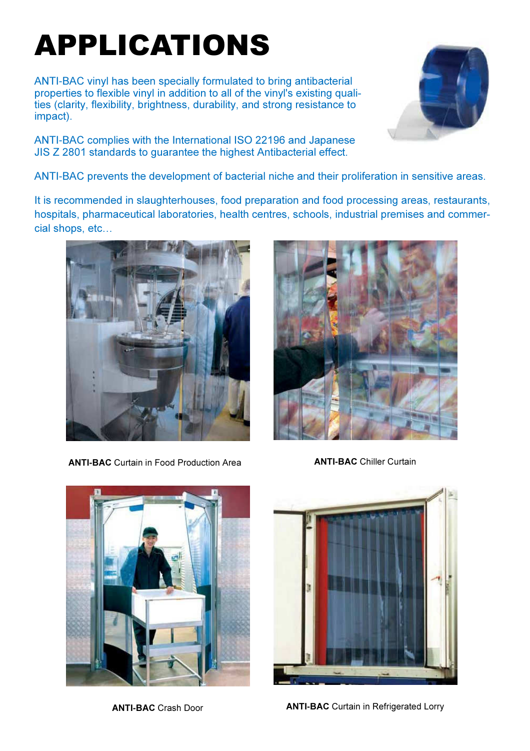# APPLICATIONS

ANTI-BAC vinyl has been specially formulated to bring antibacterial properties to flexible vinyl in addition to all of the vinyl's existing qualities (clarity, flexibility, brightness, durability, and strong resistance to impact).

ANTI-BAC complies with the International ISO 22196 and Japanese JIS Z 2801 standards to guarantee the highest Antibacterial effect.

ANTI-BAC prevents the development of bacterial niche and their proliferation in sensitive areas.

It is recommended in slaughterhouses, food preparation and food processing areas, restaurants, hospitals, pharmaceutical laboratories, health centres, schools, industrial premises and commercial shops, etc…

**ANTI-BAC** Curtain in Food Production Area

**ANTI-BAC** Chiller Curtain

**ANTI-BAC** Crash Door

**ANTI-BAC** Curtain in Refrigerated Lorry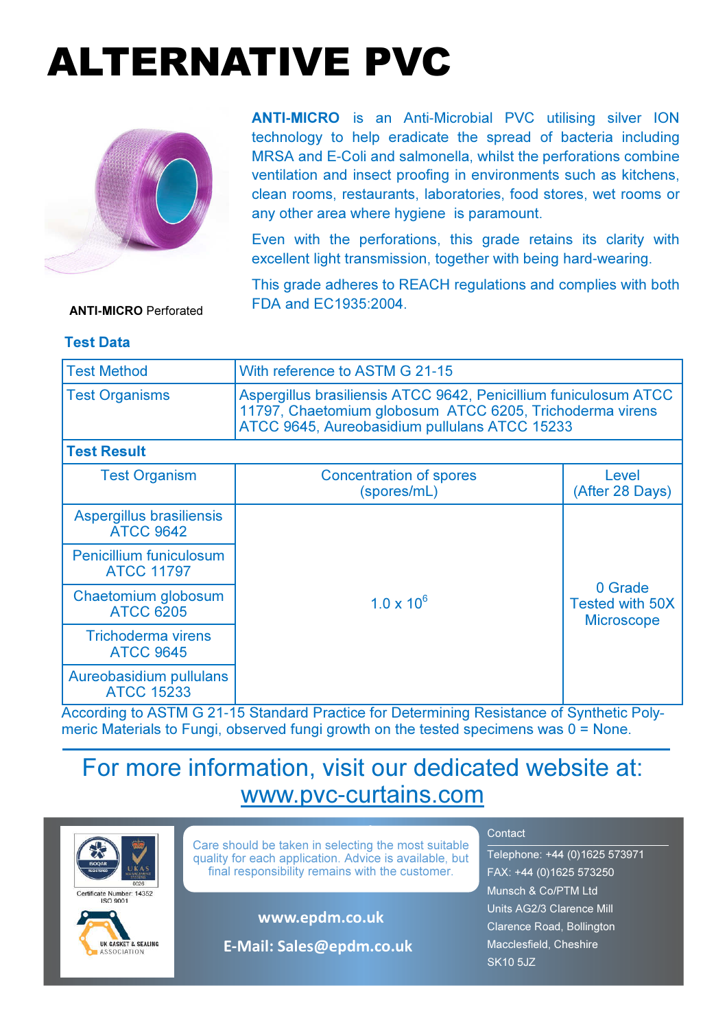# ALTERNATIVE PVC

**ANTI-MICRO** Perforated

**ANTI-MICRO** is an Anti-Microbial PVC utilising silver ION technology to help eradicate the spread of bacteria including MRSA and E-Coli and salmonella, whilst the perforations combine ventilation and insect proofing in environments such as kitchens, clean rooms, restaurants, laboratories, food stores, wet rooms or any other area where hygiene is paramount.

Even with the perforations, this grade retains its clarity with excellent light transmission, together with being hard-wearing.

This grade adheres to REACH regulations and complies with both FDA and EC1935:2004.

**Test Data**

| | | |
|---|---|---|
| Test Method | With reference to ASTM G 21-15 | |
| Test Organisms | Aspergillus brasiliensis ATCC 9642, Penicillium funiculosum ATCC 11797, Chaetomium globosum ATCC 6205, Trichoderma virens ATCC 9645, Aureobasidium pullulans ATCC 15233 | |
| **Test Result** | | |
| Test Organism | Concentration of spores (spores/mL) | Level (After 28 Days) |
| Aspergillus brasiliensis ATCC 9642 | $1.0 \times 10^6$ | 0 Grade Tested with 50X Microscope |
| Penicillium funiculosum ATCC 11797 | | |
| Chaetomium globosum ATCC 6205 | | |
| Trichoderma virens ATCC 9645 | | |
| Aureobasidium pullulans ATCC 15233 | | |

According to ASTM G 21-15 Standard Practice for Determining Resistance of Synthetic Polymeric Materials to Fungi, observed fungi growth on the tested specimens was 0 = None.

## For more information, visit our dedicated website at: www.pvc-curtains.com

Certificate Number: 14352
ISO 9001

UK GASKET & SEALING ASSOCIATION

Care should be taken in selecting the most suitable quality for each application. Advice is available, but final responsibility remains with the customer.

**www.epdm.co.uk**

**E-Mail: Sales@epdm.co.uk**

Contact

Telephone: +44 (0)1625 573971
FAX: +44 (0)1625 573250
Munsch & Co/PTM Ltd
Units AG2/3 Clarence Mill
Clarence Road, Bollington
Macclesfield, Cheshire
SK10 5JZ